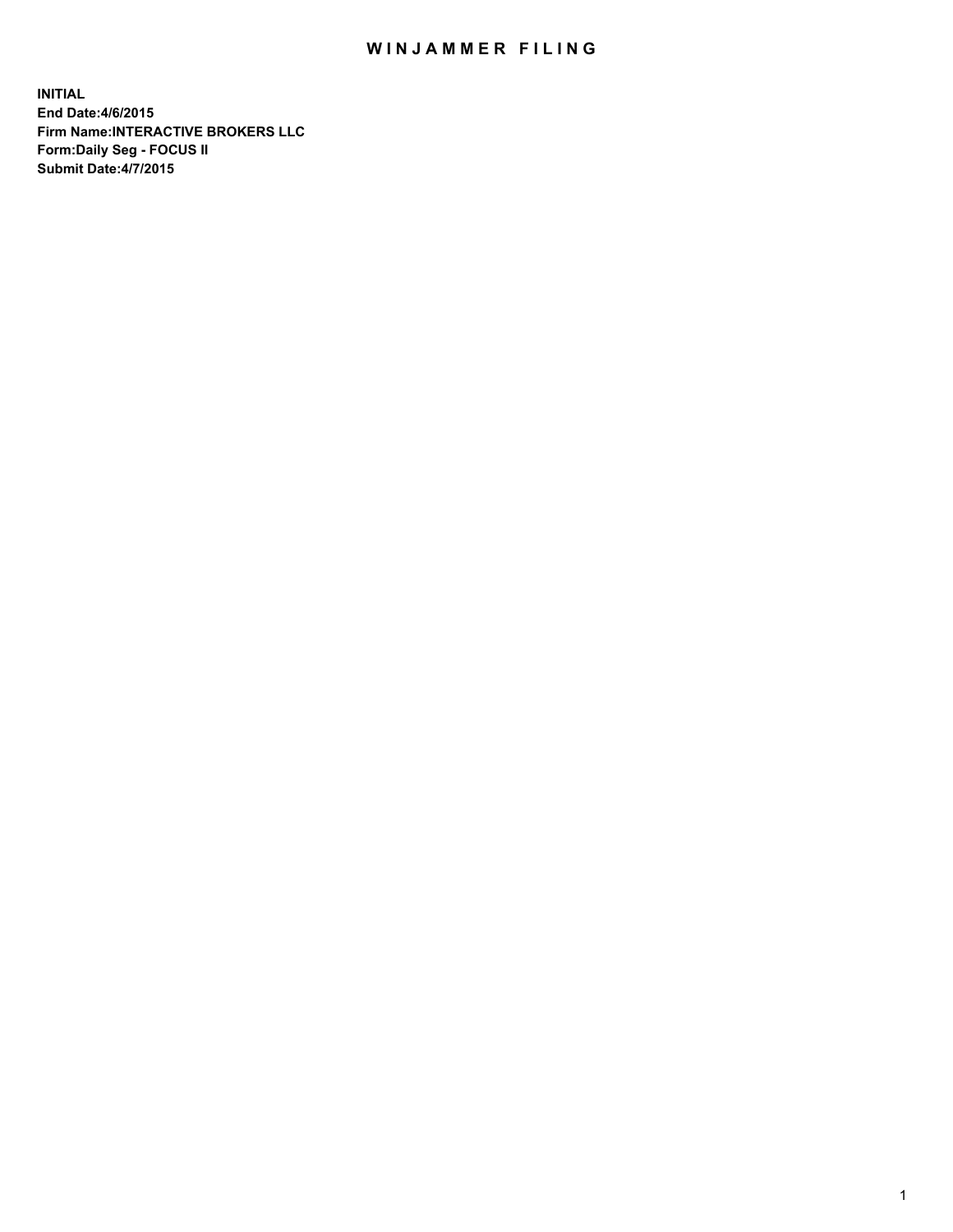# WINJAMMER FILING

**INITIAL**
**End Date:4/6/2015**
**Firm Name:INTERACTIVE BROKERS LLC**
**Form:Daily Seg - FOCUS II**
**Submit Date:4/7/2015**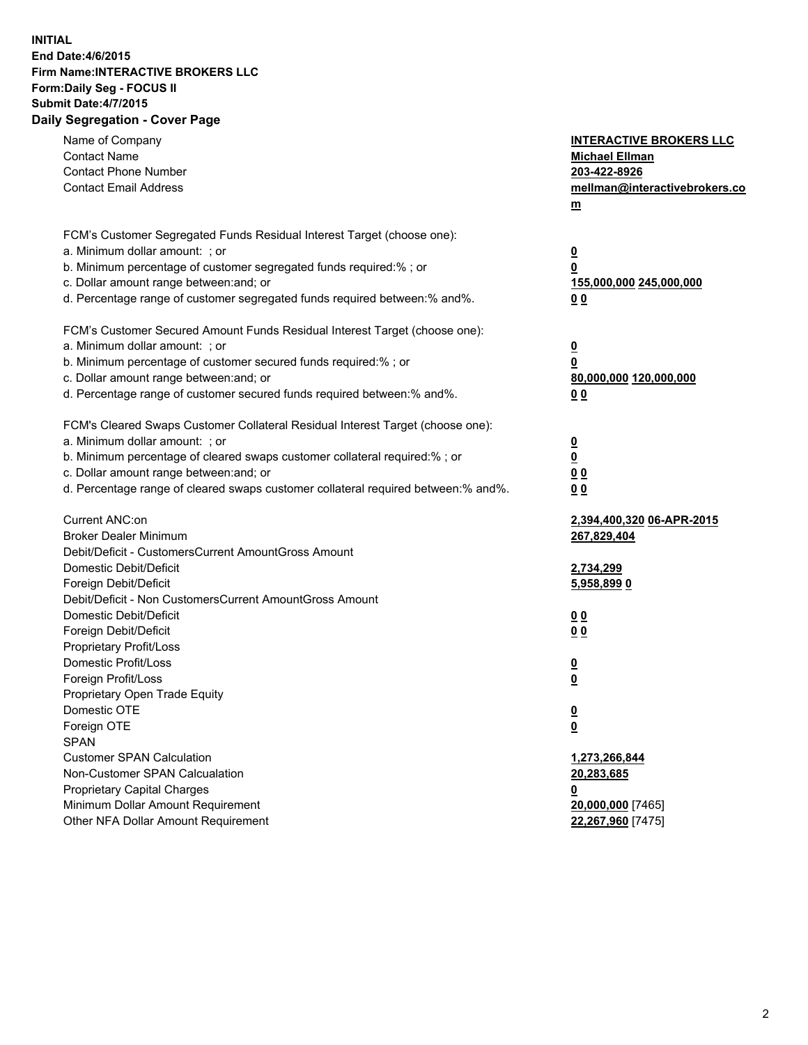**INITIAL**
**End Date:4/6/2015**
**Firm Name:INTERACTIVE BROKERS LLC**
**Form:Daily Seg - FOCUS II**
**Submit Date:4/7/2015**

## Daily Segregation - Cover Page

| | |
|---|---|
| Name of Company | **INTERACTIVE BROKERS LLC** |
| Contact Name | **Michael Ellman** |
| Contact Phone Number | **203-422-8926** |
| Contact Email Address | **mellman@interactivebrokers.com** |
| FCM's Customer Segregated Funds Residual Interest Target (choose one): | |
| a. Minimum dollar amount: ; or | **0** |
| b. Minimum percentage of customer segregated funds required:% ; or | **0** |
| c. Dollar amount range between:and; or | **155,000,000 245,000,000** |
| d. Percentage range of customer segregated funds required between:% and%. | **0 0** |
| FCM's Customer Secured Amount Funds Residual Interest Target (choose one): | |
| a. Minimum dollar amount: ; or | **0** |
| b. Minimum percentage of customer secured funds required:% ; or | **0** |
| c. Dollar amount range between:and; or | **80,000,000 120,000,000** |
| d. Percentage range of customer secured funds required between:% and%. | **0 0** |
| FCM's Cleared Swaps Customer Collateral Residual Interest Target (choose one): | |
| a. Minimum dollar amount: ; or | **0** |
| b. Minimum percentage of cleared swaps customer collateral required:% ; or | **0** |
| c. Dollar amount range between:and; or | **0 0** |
| d. Percentage range of cleared swaps customer collateral required between:% and%. | **0 0** |
| Current ANC:on | **2,394,400,320 06-APR-2015** |
| Broker Dealer Minimum | **267,829,404** |
| Debit/Deficit - CustomersCurrent AmountGross Amount | |
| Domestic Debit/Deficit | **2,734,299** |
| Foreign Debit/Deficit | **5,958,899 0** |
| Debit/Deficit - Non CustomersCurrent AmountGross Amount | |
| Domestic Debit/Deficit | **0 0** |
| Foreign Debit/Deficit | **0 0** |
| Proprietary Profit/Loss | |
| Domestic Profit/Loss | **0** |
| Foreign Profit/Loss | **0** |
| Proprietary Open Trade Equity | |
| Domestic OTE | **0** |
| Foreign OTE | **0** |
| SPAN | |
| Customer SPAN Calculation | **1,273,266,844** |
| Non-Customer SPAN Calcualation | **20,283,685** |
| Proprietary Capital Charges | **0** |
| Minimum Dollar Amount Requirement | **20,000,000** [7465] |
| Other NFA Dollar Amount Requirement | **22,267,960** [7475] |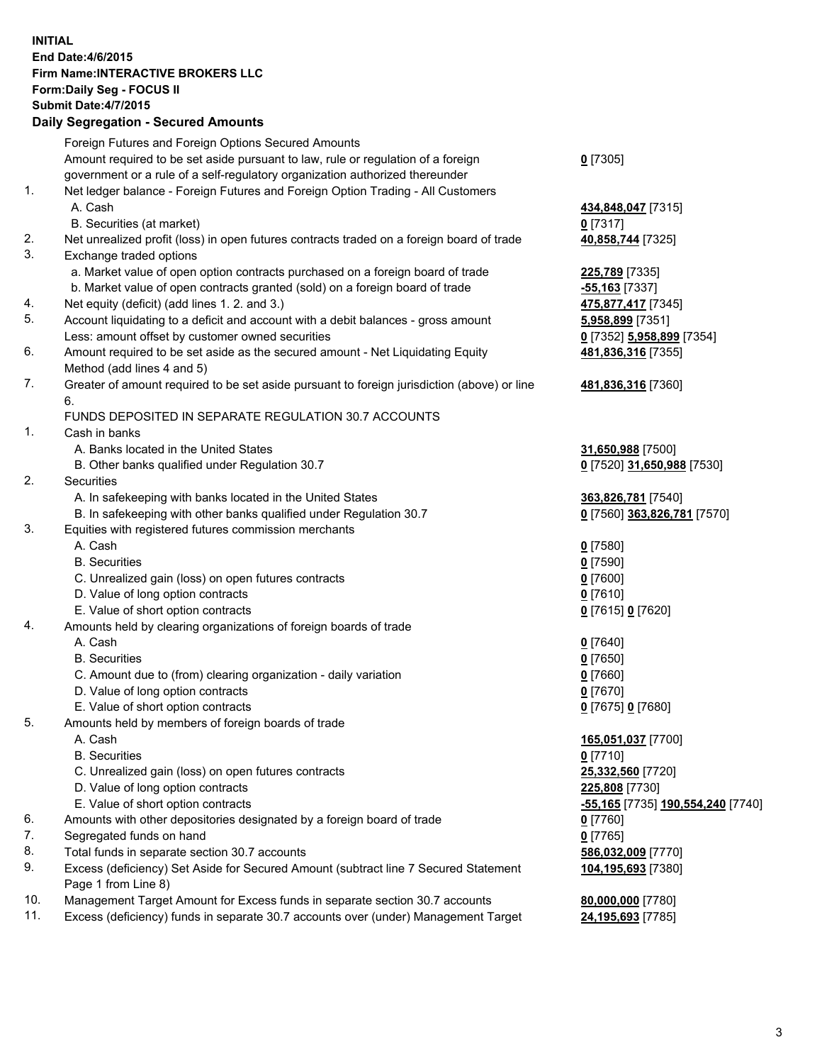**INITIAL**
**End Date:4/6/2015**
**Firm Name:INTERACTIVE BROKERS LLC**
**Form:Daily Seg - FOCUS II**
**Submit Date:4/7/2015**

## Daily Segregation - Secured Amounts

| | | |
|---|---|---|
| | Foreign Futures and Foreign Options Secured Amounts | |
| | Amount required to be set aside pursuant to law, rule or regulation of a foreign government or a rule of a self-regulatory organization authorized thereunder | **0** [7305] |
| 1. | Net ledger balance - Foreign Futures and Foreign Option Trading - All Customers | |
| | A. Cash | **434,848,047** [7315] |
| | B. Securities (at market) | **0** [7317] |
| 2. | Net unrealized profit (loss) in open futures contracts traded on a foreign board of trade | **40,858,744** [7325] |
| 3. | Exchange traded options | |
| | a. Market value of open option contracts purchased on a foreign board of trade | **225,789** [7335] |
| | b. Market value of open contracts granted (sold) on a foreign board of trade | **-55,163** [7337] |
| 4. | Net equity (deficit) (add lines 1. 2. and 3.) | **475,877,417** [7345] |
| 5. | Account liquidating to a deficit and account with a debit balances - gross amount | **5,958,899** [7351] |
| | Less: amount offset by customer owned securities | **0** [7352] **5,958,899** [7354] |
| 6. | Amount required to be set aside as the secured amount - Net Liquidating Equity Method (add lines 4 and 5) | **481,836,316** [7355] |
| 7. | Greater of amount required to be set aside pursuant to foreign jurisdiction (above) or line 6. | **481,836,316** [7360] |
| | FUNDS DEPOSITED IN SEPARATE REGULATION 30.7 ACCOUNTS | |
| 1. | Cash in banks | |
| | A. Banks located in the United States | **31,650,988** [7500] |
| | B. Other banks qualified under Regulation 30.7 | **0** [7520] **31,650,988** [7530] |
| 2. | Securities | |
| | A. In safekeeping with banks located in the United States | **363,826,781** [7540] |
| | B. In safekeeping with other banks qualified under Regulation 30.7 | **0** [7560] **363,826,781** [7570] |
| 3. | Equities with registered futures commission merchants | |
| | A. Cash | **0** [7580] |
| | B. Securities | **0** [7590] |
| | C. Unrealized gain (loss) on open futures contracts | **0** [7600] |
| | D. Value of long option contracts | **0** [7610] |
| | E. Value of short option contracts | **0** [7615] **0** [7620] |
| 4. | Amounts held by clearing organizations of foreign boards of trade | |
| | A. Cash | **0** [7640] |
| | B. Securities | **0** [7650] |
| | C. Amount due to (from) clearing organization - daily variation | **0** [7660] |
| | D. Value of long option contracts | **0** [7670] |
| | E. Value of short option contracts | **0** [7675] **0** [7680] |
| 5. | Amounts held by members of foreign boards of trade | |
| | A. Cash | **165,051,037** [7700] |
| | B. Securities | **0** [7710] |
| | C. Unrealized gain (loss) on open futures contracts | **25,332,560** [7720] |
| | D. Value of long option contracts | **225,808** [7730] |
| | E. Value of short option contracts | **-55,165** [7735] **190,554,240** [7740] |
| 6. | Amounts with other depositories designated by a foreign board of trade | **0** [7760] |
| 7. | Segregated funds on hand | **0** [7765] |
| 8. | Total funds in separate section 30.7 accounts | **586,032,009** [7770] |
| 9. | Excess (deficiency) Set Aside for Secured Amount (subtract line 7 Secured Statement Page 1 from Line 8) | **104,195,693** [7380] |
| 10. | Management Target Amount for Excess funds in separate section 30.7 accounts | **80,000,000** [7780] |
| 11. | Excess (deficiency) funds in separate 30.7 accounts over (under) Management Target | **24,195,693** [7785] |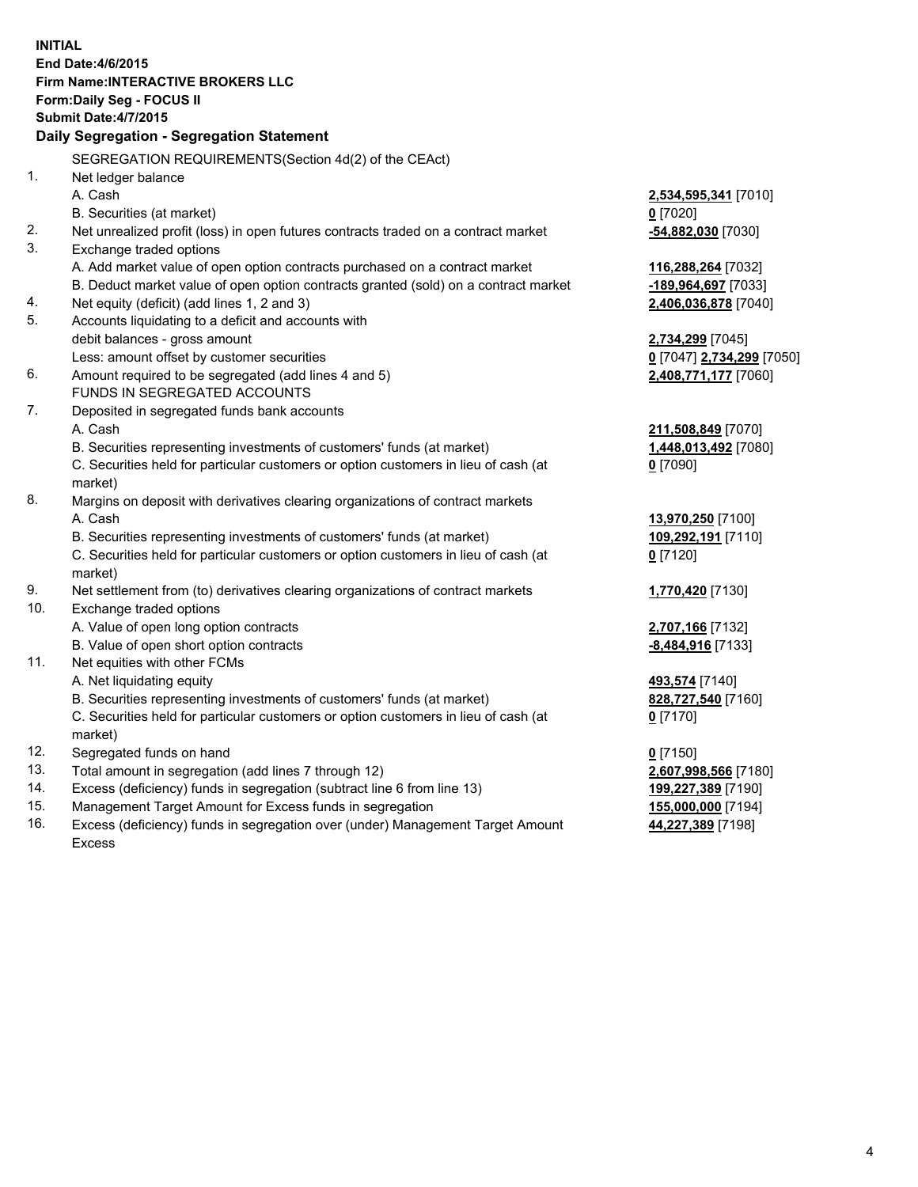**INITIAL**
**End Date:4/6/2015**
**Firm Name:INTERACTIVE BROKERS LLC**
**Form:Daily Seg - FOCUS II**
**Submit Date:4/7/2015**

**Daily Segregation - Segregation Statement**

SEGREGATION REQUIREMENTS(Section 4d(2) of the CEAct)

| | | |
|---|---|---|
| 1. | Net ledger balance | |
| | A. Cash | **2,534,595,341** [7010] |
| | B. Securities (at market) | **0** [7020] |
| 2. | Net unrealized profit (loss) in open futures contracts traded on a contract market | **-54,882,030** [7030] |
| 3. | Exchange traded options | |
| | A. Add market value of open option contracts purchased on a contract market | **116,288,264** [7032] |
| | B. Deduct market value of open option contracts granted (sold) on a contract market | **-189,964,697** [7033] |
| 4. | Net equity (deficit) (add lines 1, 2 and 3) | **2,406,036,878** [7040] |
| 5. | Accounts liquidating to a deficit and accounts with debit balances - gross amount | **2,734,299** [7045] |
| | Less: amount offset by customer securities | **0** [7047] **2,734,299** [7050] |
| 6. | Amount required to be segregated (add lines 4 and 5) | **2,408,771,177** [7060] |
| | FUNDS IN SEGREGATED ACCOUNTS | |
| 7. | Deposited in segregated funds bank accounts | |
| | A. Cash | **211,508,849** [7070] |
| | B. Securities representing investments of customers' funds (at market) | **1,448,013,492** [7080] |
| | C. Securities held for particular customers or option customers in lieu of cash (at market) | **0** [7090] |
| 8. | Margins on deposit with derivatives clearing organizations of contract markets | |
| | A. Cash | **13,970,250** [7100] |
| | B. Securities representing investments of customers' funds (at market) | **109,292,191** [7110] |
| | C. Securities held for particular customers or option customers in lieu of cash (at market) | **0** [7120] |
| 9. | Net settlement from (to) derivatives clearing organizations of contract markets | **1,770,420** [7130] |
| 10. | Exchange traded options | |
| | A. Value of open long option contracts | **2,707,166** [7132] |
| | B. Value of open short option contracts | **-8,484,916** [7133] |
| 11. | Net equities with other FCMs | |
| | A. Net liquidating equity | **493,574** [7140] |
| | B. Securities representing investments of customers' funds (at market) | **828,727,540** [7160] |
| | C. Securities held for particular customers or option customers in lieu of cash (at market) | **0** [7170] |
| 12. | Segregated funds on hand | **0** [7150] |
| 13. | Total amount in segregation (add lines 7 through 12) | **2,607,998,566** [7180] |
| 14. | Excess (deficiency) funds in segregation (subtract line 6 from line 13) | **199,227,389** [7190] |
| 15. | Management Target Amount for Excess funds in segregation | **155,000,000** [7194] |
| 16. | Excess (deficiency) funds in segregation over (under) Management Target Amount Excess | **44,227,389** [7198] |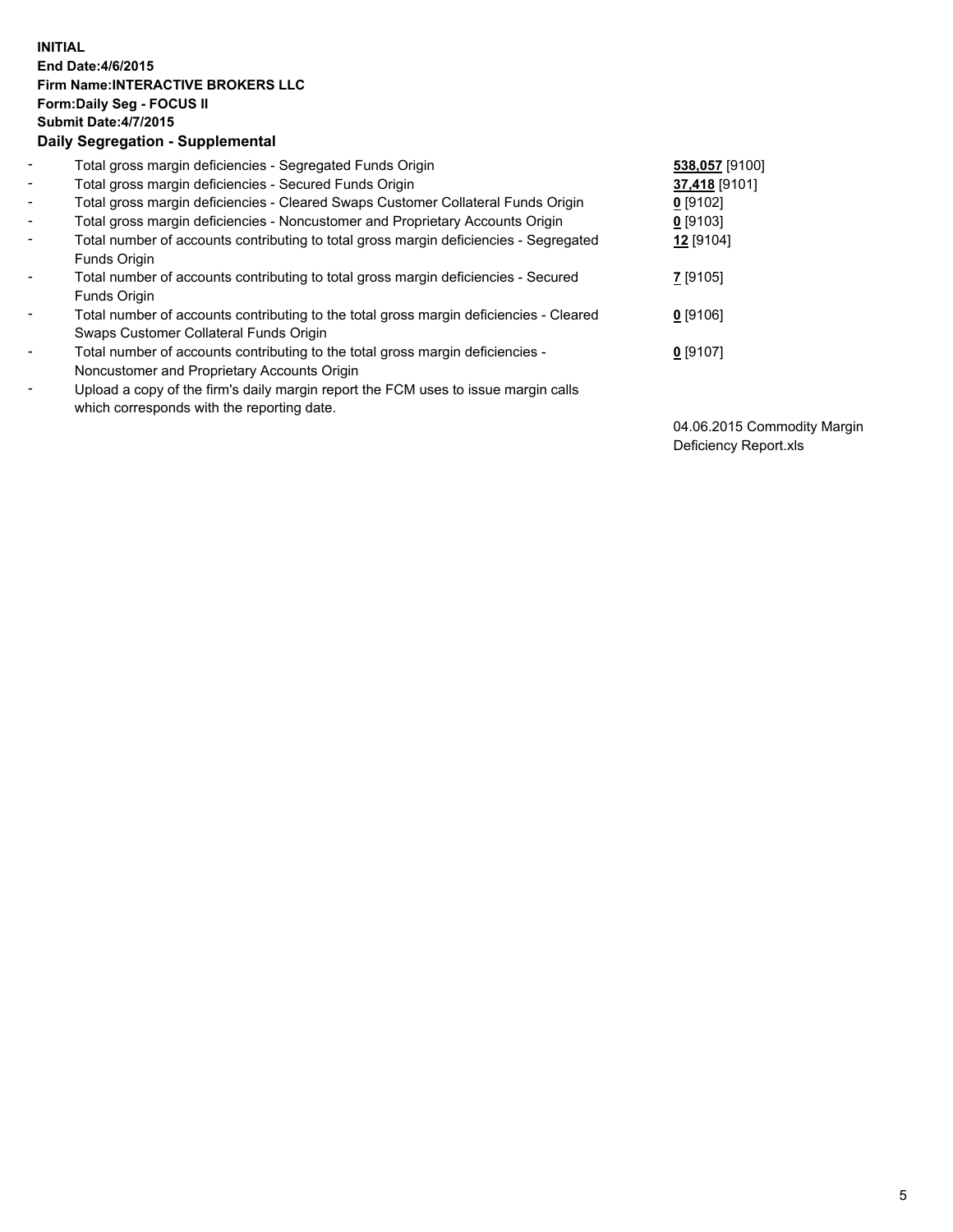**INITIAL**
**End Date:4/6/2015**
**Firm Name:INTERACTIVE BROKERS LLC**
**Form:Daily Seg - FOCUS II**
**Submit Date:4/7/2015**
**Daily Segregation - Supplemental**

| | | |
|---|---|---|
| - | Total gross margin deficiencies - Segregated Funds Origin | **538,057** [9100] |
| - | Total gross margin deficiencies - Secured Funds Origin | **37,418** [9101] |
| - | Total gross margin deficiencies - Cleared Swaps Customer Collateral Funds Origin | **0** [9102] |
| - | Total gross margin deficiencies - Noncustomer and Proprietary Accounts Origin | **0** [9103] |
| - | Total number of accounts contributing to total gross margin deficiencies - Segregated Funds Origin | **12** [9104] |
| - | Total number of accounts contributing to total gross margin deficiencies - Secured Funds Origin | **7** [9105] |
| - | Total number of accounts contributing to the total gross margin deficiencies - Cleared Swaps Customer Collateral Funds Origin | **0** [9106] |
| - | Total number of accounts contributing to the total gross margin deficiencies - Noncustomer and Proprietary Accounts Origin | **0** [9107] |
| - | Upload a copy of the firm's daily margin report the FCM uses to issue margin calls which corresponds with the reporting date. | 04.06.2015 Commodity Margin Deficiency Report.xls |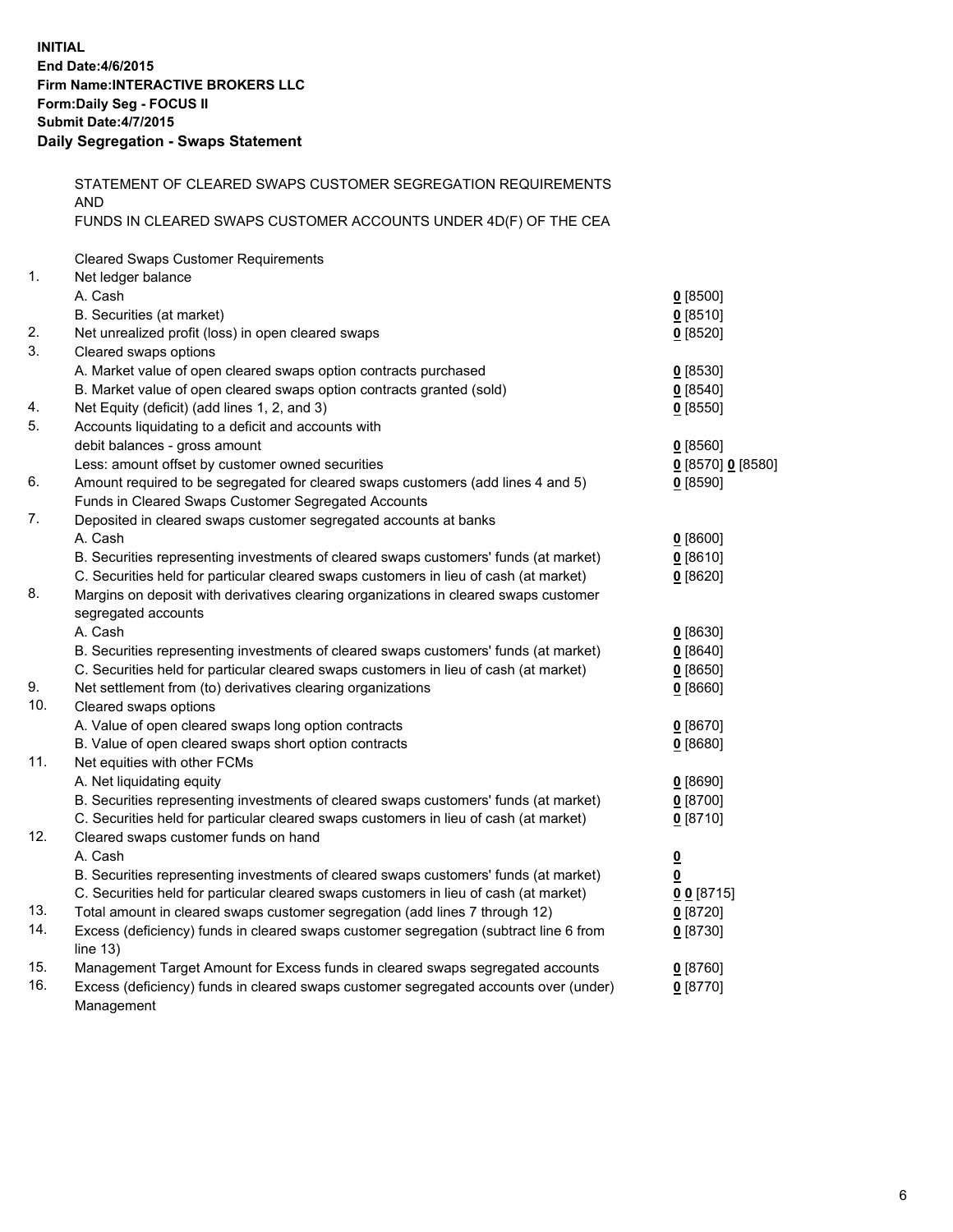**INITIAL**
**End Date:4/6/2015**
**Firm Name:INTERACTIVE BROKERS LLC**
**Form:Daily Seg - FOCUS II**
**Submit Date:4/7/2015**
**Daily Segregation - Swaps Statement**

STATEMENT OF CLEARED SWAPS CUSTOMER SEGREGATION REQUIREMENTS AND FUNDS IN CLEARED SWAPS CUSTOMER ACCOUNTS UNDER 4D(F) OF THE CEA

| | | |
|---|---|---|
| | Cleared Swaps Customer Requirements | |
| 1. | Net ledger balance | |
| | A. Cash | 0 [8500] |
| | B. Securities (at market) | 0 [8510] |
| 2. | Net unrealized profit (loss) in open cleared swaps | 0 [8520] |
| 3. | Cleared swaps options | |
| | A. Market value of open cleared swaps option contracts purchased | 0 [8530] |
| | B. Market value of open cleared swaps option contracts granted (sold) | 0 [8540] |
| 4. | Net Equity (deficit) (add lines 1, 2, and 3) | 0 [8550] |
| 5. | Accounts liquidating to a deficit and accounts with debit balances - gross amount | 0 [8560] |
| | Less: amount offset by customer owned securities | 0 [8570] 0 [8580] |
| 6. | Amount required to be segregated for cleared swaps customers (add lines 4 and 5) | 0 [8590] |
| | Funds in Cleared Swaps Customer Segregated Accounts | |
| 7. | Deposited in cleared swaps customer segregated accounts at banks | |
| | A. Cash | 0 [8600] |
| | B. Securities representing investments of cleared swaps customers' funds (at market) | 0 [8610] |
| | C. Securities held for particular cleared swaps customers in lieu of cash (at market) | 0 [8620] |
| 8. | Margins on deposit with derivatives clearing organizations in cleared swaps customer segregated accounts | |
| | A. Cash | 0 [8630] |
| | B. Securities representing investments of cleared swaps customers' funds (at market) | 0 [8640] |
| | C. Securities held for particular cleared swaps customers in lieu of cash (at market) | 0 [8650] |
| 9. | Net settlement from (to) derivatives clearing organizations | 0 [8660] |
| 10. | Cleared swaps options | |
| | A. Value of open cleared swaps long option contracts | 0 [8670] |
| | B. Value of open cleared swaps short option contracts | 0 [8680] |
| 11. | Net equities with other FCMs | |
| | A. Net liquidating equity | 0 [8690] |
| | B. Securities representing investments of cleared swaps customers' funds (at market) | 0 [8700] |
| | C. Securities held for particular cleared swaps customers in lieu of cash (at market) | 0 [8710] |
| 12. | Cleared swaps customer funds on hand | |
| | A. Cash | 0 |
| | B. Securities representing investments of cleared swaps customers' funds (at market) | 0 |
| | C. Securities held for particular cleared swaps customers in lieu of cash (at market) | 0 0 [8715] |
| 13. | Total amount in cleared swaps customer segregation (add lines 7 through 12) | 0 [8720] |
| 14. | Excess (deficiency) funds in cleared swaps customer segregation (subtract line 6 from line 13) | 0 [8730] |
| 15. | Management Target Amount for Excess funds in cleared swaps segregated accounts | 0 [8760] |
| 16. | Excess (deficiency) funds in cleared swaps customer segregated accounts over (under) Management | 0 [8770] |